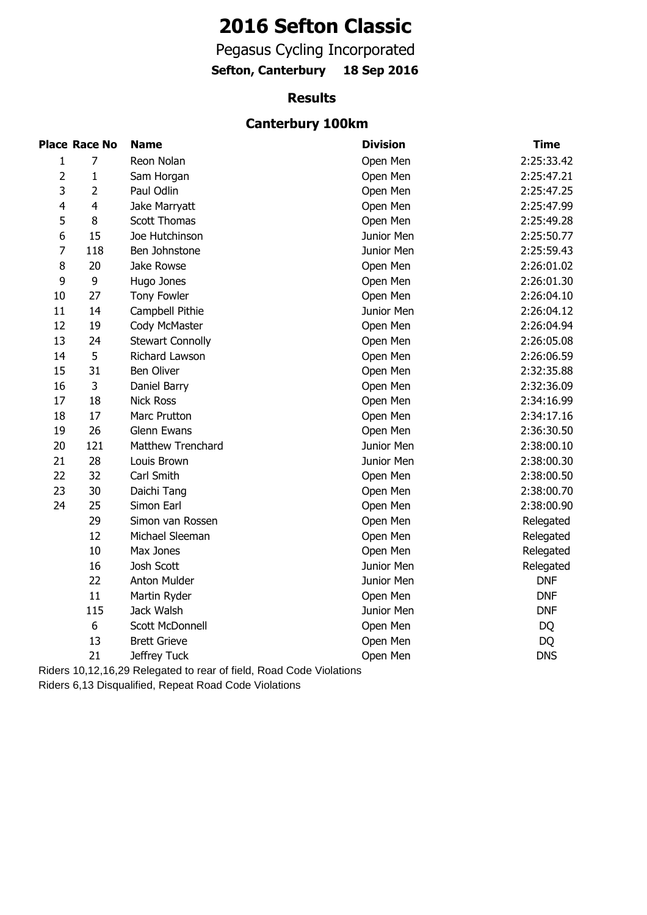# 2016 Sefton Classic

## Pegasus Cycling Incorporated

**Sefton, Canterbury 18 Sep 2016**

### Results

### Canterbury 100km

| Place | Race No | Name | Division | Time |
|---|---|---|---|---|
| 1 | 7 | Reon Nolan | Open Men | 2:25:33.42 |
| 2 | 1 | Sam Horgan | Open Men | 2:25:47.21 |
| 3 | 2 | Paul Odlin | Open Men | 2:25:47.25 |
| 4 | 4 | Jake Marryatt | Open Men | 2:25:47.99 |
| 5 | 8 | Scott Thomas | Open Men | 2:25:49.28 |
| 6 | 15 | Joe Hutchinson | Junior Men | 2:25:50.77 |
| 7 | 118 | Ben Johnstone | Junior Men | 2:25:59.43 |
| 8 | 20 | Jake Rowse | Open Men | 2:26:01.02 |
| 9 | 9 | Hugo Jones | Open Men | 2:26:01.30 |
| 10 | 27 | Tony Fowler | Open Men | 2:26:04.10 |
| 11 | 14 | Campbell Pithie | Junior Men | 2:26:04.12 |
| 12 | 19 | Cody McMaster | Open Men | 2:26:04.94 |
| 13 | 24 | Stewart Connolly | Open Men | 2:26:05.08 |
| 14 | 5 | Richard Lawson | Open Men | 2:26:06.59 |
| 15 | 31 | Ben Oliver | Open Men | 2:32:35.88 |
| 16 | 3 | Daniel Barry | Open Men | 2:32:36.09 |
| 17 | 18 | Nick Ross | Open Men | 2:34:16.99 |
| 18 | 17 | Marc Prutton | Open Men | 2:34:17.16 |
| 19 | 26 | Glenn Ewans | Open Men | 2:36:30.50 |
| 20 | 121 | Matthew Trenchard | Junior Men | 2:38:00.10 |
| 21 | 28 | Louis Brown | Junior Men | 2:38:00.30 |
| 22 | 32 | Carl Smith | Open Men | 2:38:00.50 |
| 23 | 30 | Daichi Tang | Open Men | 2:38:00.70 |
| 24 | 25 | Simon Earl | Open Men | 2:38:00.90 |
| | 29 | Simon van Rossen | Open Men | Relegated |
| | 12 | Michael Sleeman | Open Men | Relegated |
| | 10 | Max Jones | Open Men | Relegated |
| | 16 | Josh Scott | Junior Men | Relegated |
| | 22 | Anton Mulder | Junior Men | DNF |
| | 11 | Martin Ryder | Open Men | DNF |
| | 115 | Jack Walsh | Junior Men | DNF |
| | 6 | Scott McDonnell | Open Men | DQ |
| | 13 | Brett Grieve | Open Men | DQ |
| | 21 | Jeffrey Tuck | Open Men | DNS |

Riders 10,12,16,29 Relegated to rear of field, Road Code Violations

Riders 6,13 Disqualified, Repeat Road Code Violations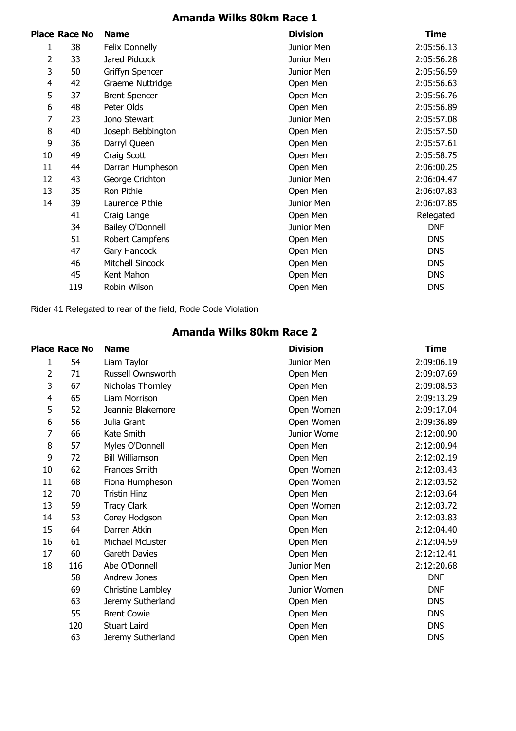## Amanda Wilks 80km Race 1

| Place | Race No | Name | Division | Time |
|---|---|---|---|---|
| 1 | 38 | Felix Donnelly | Junior Men | 2:05:56.13 |
| 2 | 33 | Jared Pidcock | Junior Men | 2:05:56.28 |
| 3 | 50 | Griffyn Spencer | Junior Men | 2:05:56.59 |
| 4 | 42 | Graeme Nuttridge | Open Men | 2:05:56.63 |
| 5 | 37 | Brent Spencer | Open Men | 2:05:56.76 |
| 6 | 48 | Peter Olds | Open Men | 2:05:56.89 |
| 7 | 23 | Jono Stewart | Junior Men | 2:05:57.08 |
| 8 | 40 | Joseph Bebbington | Open Men | 2:05:57.50 |
| 9 | 36 | Darryl Queen | Open Men | 2:05:57.61 |
| 10 | 49 | Craig Scott | Open Men | 2:05:58.75 |
| 11 | 44 | Darran Humpheson | Open Men | 2:06:00.25 |
| 12 | 43 | George Crichton | Junior Men | 2:06:04.47 |
| 13 | 35 | Ron Pithie | Open Men | 2:06:07.83 |
| 14 | 39 | Laurence Pithie | Junior Men | 2:06:07.85 |
| | 41 | Craig Lange | Open Men | Relegated |
| | 34 | Bailey O'Donnell | Junior Men | DNF |
| | 51 | Robert Campfens | Open Men | DNS |
| | 47 | Gary Hancock | Open Men | DNS |
| | 46 | Mitchell Sincock | Open Men | DNS |
| | 45 | Kent Mahon | Open Men | DNS |
| | 119 | Robin Wilson | Open Men | DNS |

Rider 41 Relegated to rear of the field, Rode Code Violation

## Amanda Wilks 80km Race 2

| Place | Race No | Name | Division | Time |
|---|---|---|---|---|
| 1 | 54 | Liam Taylor | Junior Men | 2:09:06.19 |
| 2 | 71 | Russell Ownsworth | Open Men | 2:09:07.69 |
| 3 | 67 | Nicholas Thornley | Open Men | 2:09:08.53 |
| 4 | 65 | Liam Morrison | Open Men | 2:09:13.29 |
| 5 | 52 | Jeannie Blakemore | Open Women | 2:09:17.04 |
| 6 | 56 | Julia Grant | Open Women | 2:09:36.89 |
| 7 | 66 | Kate Smith | Junior Wome | 2:12:00.90 |
| 8 | 57 | Myles O'Donnell | Open Men | 2:12:00.94 |
| 9 | 72 | Bill Williamson | Open Men | 2:12:02.19 |
| 10 | 62 | Frances Smith | Open Women | 2:12:03.43 |
| 11 | 68 | Fiona Humpheson | Open Women | 2:12:03.52 |
| 12 | 70 | Tristin Hinz | Open Men | 2:12:03.64 |
| 13 | 59 | Tracy Clark | Open Women | 2:12:03.72 |
| 14 | 53 | Corey Hodgson | Open Men | 2:12:03.83 |
| 15 | 64 | Darren Atkin | Open Men | 2:12:04.40 |
| 16 | 61 | Michael McLister | Open Men | 2:12:04.59 |
| 17 | 60 | Gareth Davies | Open Men | 2:12:12.41 |
| 18 | 116 | Abe O'Donnell | Junior Men | 2:12:20.68 |
| | 58 | Andrew Jones | Open Men | DNF |
| | 69 | Christine Lambley | Junior Women | DNF |
| | 63 | Jeremy Sutherland | Open Men | DNS |
| | 55 | Brent Cowie | Open Men | DNS |
| | 120 | Stuart Laird | Open Men | DNS |
| | 63 | Jeremy Sutherland | Open Men | DNS |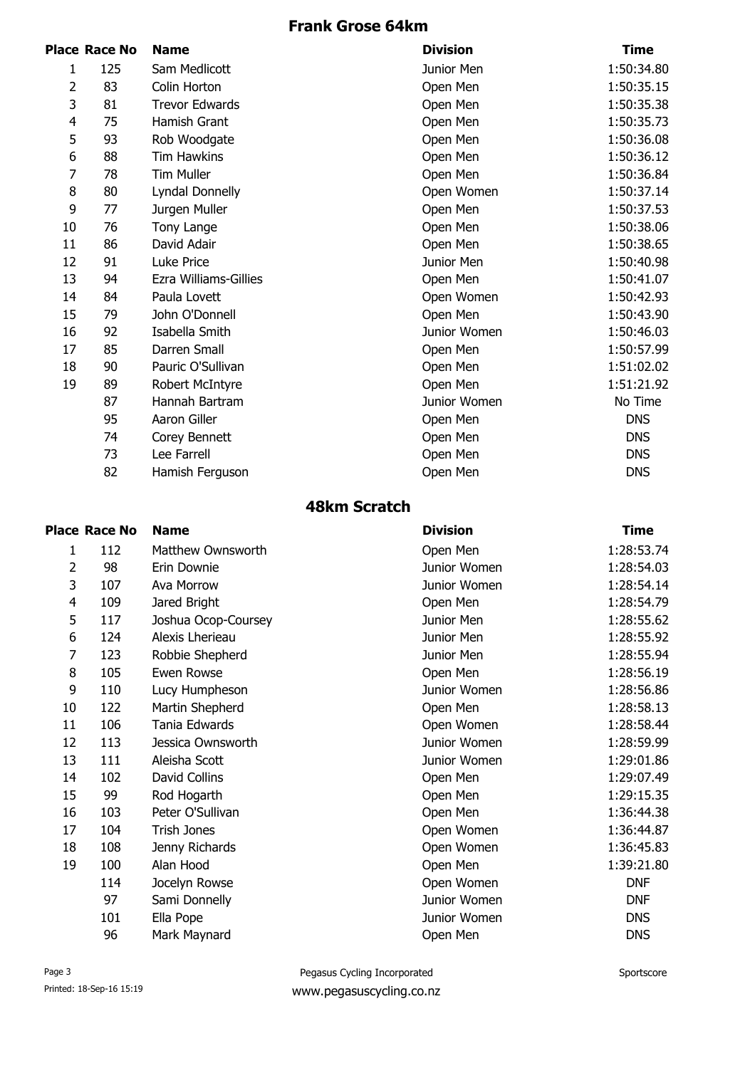## Frank Grose 64km

| Place | Race No | Name | Division | Time |
|---|---|---|---|---|
| 1 | 125 | Sam Medlicott | Junior Men | 1:50:34.80 |
| 2 | 83 | Colin Horton | Open Men | 1:50:35.15 |
| 3 | 81 | Trevor Edwards | Open Men | 1:50:35.38 |
| 4 | 75 | Hamish Grant | Open Men | 1:50:35.73 |
| 5 | 93 | Rob Woodgate | Open Men | 1:50:36.08 |
| 6 | 88 | Tim Hawkins | Open Men | 1:50:36.12 |
| 7 | 78 | Tim Muller | Open Men | 1:50:36.84 |
| 8 | 80 | Lyndal Donnelly | Open Women | 1:50:37.14 |
| 9 | 77 | Jurgen Muller | Open Men | 1:50:37.53 |
| 10 | 76 | Tony Lange | Open Men | 1:50:38.06 |
| 11 | 86 | David Adair | Open Men | 1:50:38.65 |
| 12 | 91 | Luke Price | Junior Men | 1:50:40.98 |
| 13 | 94 | Ezra Williams-Gillies | Open Men | 1:50:41.07 |
| 14 | 84 | Paula Lovett | Open Women | 1:50:42.93 |
| 15 | 79 | John O'Donnell | Open Men | 1:50:43.90 |
| 16 | 92 | Isabella Smith | Junior Women | 1:50:46.03 |
| 17 | 85 | Darren Small | Open Men | 1:50:57.99 |
| 18 | 90 | Pauric O'Sullivan | Open Men | 1:51:02.02 |
| 19 | 89 | Robert McIntyre | Open Men | 1:51:21.92 |
| | 87 | Hannah Bartram | Junior Women | No Time |
| | 95 | Aaron Giller | Open Men | DNS |
| | 74 | Corey Bennett | Open Men | DNS |
| | 73 | Lee Farrell | Open Men | DNS |
| | 82 | Hamish Ferguson | Open Men | DNS |

## 48km Scratch

| Place | Race No | Name | Division | Time |
|---|---|---|---|---|
| 1 | 112 | Matthew Ownsworth | Open Men | 1:28:53.74 |
| 2 | 98 | Erin Downie | Junior Women | 1:28:54.03 |
| 3 | 107 | Ava Morrow | Junior Women | 1:28:54.14 |
| 4 | 109 | Jared Bright | Open Men | 1:28:54.79 |
| 5 | 117 | Joshua Ocop-Coursey | Junior Men | 1:28:55.62 |
| 6 | 124 | Alexis Lherieau | Junior Men | 1:28:55.92 |
| 7 | 123 | Robbie Shepherd | Junior Men | 1:28:55.94 |
| 8 | 105 | Ewen Rowse | Open Men | 1:28:56.19 |
| 9 | 110 | Lucy Humpheson | Junior Women | 1:28:56.86 |
| 10 | 122 | Martin Shepherd | Open Men | 1:28:58.13 |
| 11 | 106 | Tania Edwards | Open Women | 1:28:58.44 |
| 12 | 113 | Jessica Ownsworth | Junior Women | 1:28:59.99 |
| 13 | 111 | Aleisha Scott | Junior Women | 1:29:01.86 |
| 14 | 102 | David Collins | Open Men | 1:29:07.49 |
| 15 | 99 | Rod Hogarth | Open Men | 1:29:15.35 |
| 16 | 103 | Peter O'Sullivan | Open Men | 1:36:44.38 |
| 17 | 104 | Trish Jones | Open Women | 1:36:44.87 |
| 18 | 108 | Jenny Richards | Open Women | 1:36:45.83 |
| 19 | 100 | Alan Hood | Open Men | 1:39:21.80 |
| | 114 | Jocelyn Rowse | Open Women | DNF |
| | 97 | Sami Donnelly | Junior Women | DNF |
| | 101 | Ella Pope | Junior Women | DNS |
| | 96 | Mark Maynard | Open Men | DNS |